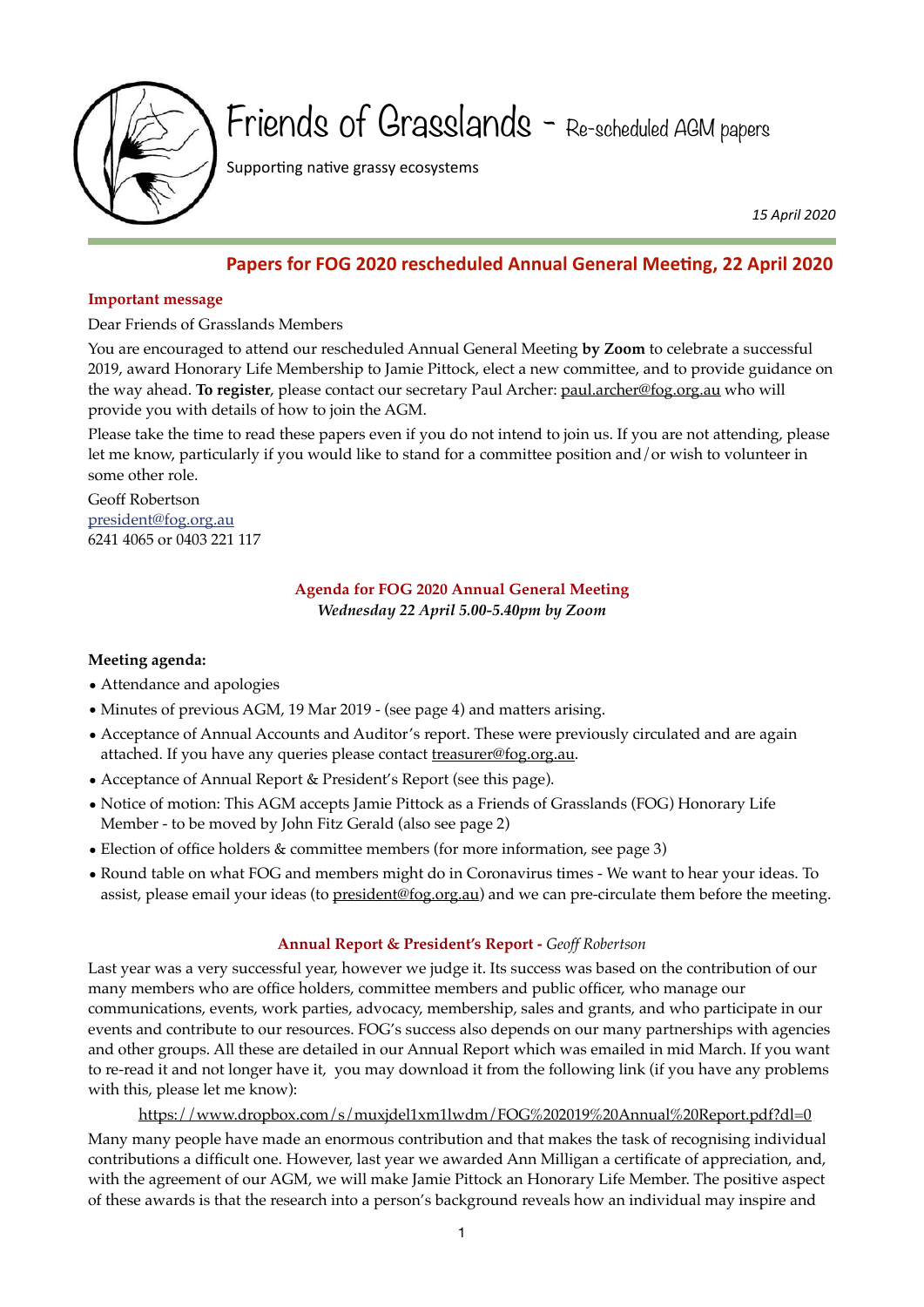# Friends of Grasslands - Re-scheduled AGM papers

Supporting native grassy ecosystems

*15 April 2020*

## Papers for FOG 2020 rescheduled Annual General Meeting, 22 April 2020

### Important message

Dear Friends of Grasslands Members

You are encouraged to attend our rescheduled Annual General Meeting **by Zoom** to celebrate a successful 2019, award Honorary Life Membership to Jamie Pittock, elect a new committee, and to provide guidance on the way ahead. **To register**, please contact our secretary Paul Archer: paul.archer@fog.org.au who will provide you with details of how to join the AGM.

Please take the time to read these papers even if you do not intend to join us. If you are not attending, please let me know, particularly if you would like to stand for a committee position and/or wish to volunteer in some other role.

Geoff Robertson
president@fog.org.au
6241 4065 or 0403 221 117

### Agenda for FOG 2020 Annual General Meeting

*Wednesday 22 April 5.00-5.40pm by Zoom*

**Meeting agenda:**

- Attendance and apologies
- Minutes of previous AGM, 19 Mar 2019 - (see page 4) and matters arising.
- Acceptance of Annual Accounts and Auditor's report. These were previously circulated and are again attached. If you have any queries please contact treasurer@fog.org.au.
- Acceptance of Annual Report & President's Report (see this page).
- Notice of motion: This AGM accepts Jamie Pittock as a Friends of Grasslands (FOG) Honorary Life Member - to be moved by John Fitz Gerald (also see page 2)
- Election of office holders & committee members (for more information, see page 3)
- Round table on what FOG and members might do in Coronavirus times - We want to hear your ideas. To assist, please email your ideas (to president@fog.org.au) and we can pre-circulate them before the meeting.

### Annual Report & President's Report - *Geoff Robertson*

Last year was a very successful year, however we judge it. Its success was based on the contribution of our many members who are office holders, committee members and public officer, who manage our communications, events, work parties, advocacy, membership, sales and grants, and who participate in our events and contribute to our resources. FOG's success also depends on our many partnerships with agencies and other groups. All these are detailed in our Annual Report which was emailed in mid March. If you want to re-read it and not longer have it, you may download it from the following link (if you have any problems with this, please let me know):

https://www.dropbox.com/s/muxjdel1xm1lwdm/FOG%202019%20Annual%20Report.pdf?dl=0

Many many people have made an enormous contribution and that makes the task of recognising individual contributions a difficult one. However, last year we awarded Ann Milligan a certificate of appreciation, and, with the agreement of our AGM, we will make Jamie Pittock an Honorary Life Member. The positive aspect of these awards is that the research into a person's background reveals how an individual may inspire and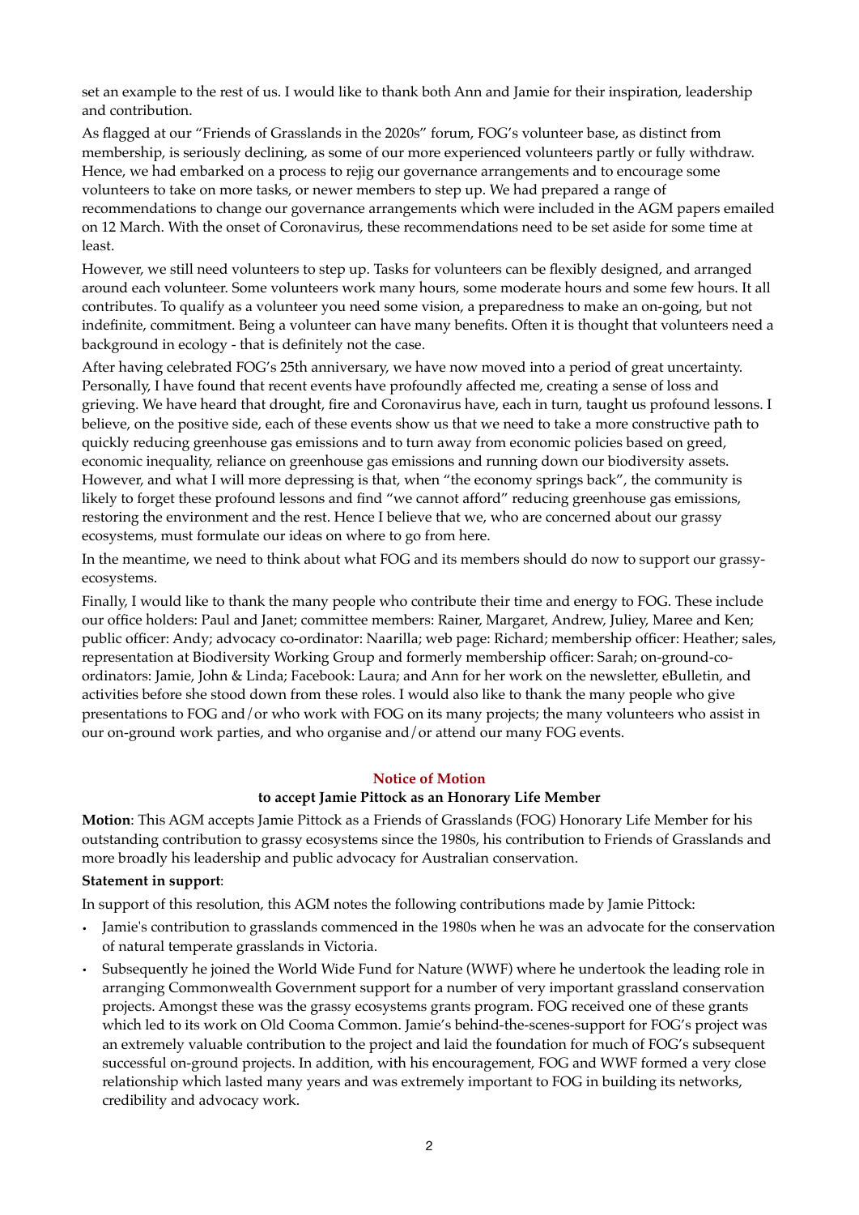set an example to the rest of us. I would like to thank both Ann and Jamie for their inspiration, leadership and contribution.

As flagged at our "Friends of Grasslands in the 2020s" forum, FOG's volunteer base, as distinct from membership, is seriously declining, as some of our more experienced volunteers partly or fully withdraw. Hence, we had embarked on a process to rejig our governance arrangements and to encourage some volunteers to take on more tasks, or newer members to step up. We had prepared a range of recommendations to change our governance arrangements which were included in the AGM papers emailed on 12 March. With the onset of Coronavirus, these recommendations need to be set aside for some time at least.

However, we still need volunteers to step up. Tasks for volunteers can be flexibly designed, and arranged around each volunteer. Some volunteers work many hours, some moderate hours and some few hours. It all contributes. To qualify as a volunteer you need some vision, a preparedness to make an on-going, but not indefinite, commitment. Being a volunteer can have many benefits. Often it is thought that volunteers need a background in ecology - that is definitely not the case.

After having celebrated FOG's 25th anniversary, we have now moved into a period of great uncertainty. Personally, I have found that recent events have profoundly affected me, creating a sense of loss and grieving. We have heard that drought, fire and Coronavirus have, each in turn, taught us profound lessons. I believe, on the positive side, each of these events show us that we need to take a more constructive path to quickly reducing greenhouse gas emissions and to turn away from economic policies based on greed, economic inequality, reliance on greenhouse gas emissions and running down our biodiversity assets. However, and what I will more depressing is that, when "the economy springs back", the community is likely to forget these profound lessons and find "we cannot afford" reducing greenhouse gas emissions, restoring the environment and the rest. Hence I believe that we, who are concerned about our grassy ecosystems, must formulate our ideas on where to go from here.

In the meantime, we need to think about what FOG and its members should do now to support our grassy-ecosystems.

Finally, I would like to thank the many people who contribute their time and energy to FOG. These include our office holders: Paul and Janet; committee members: Rainer, Margaret, Andrew, Juliey, Maree and Ken; public officer: Andy; advocacy co-ordinator: Naarilla; web page: Richard; membership officer: Heather; sales, representation at Biodiversity Working Group and formerly membership officer: Sarah; on-ground-co-ordinators: Jamie, John & Linda; Facebook: Laura; and Ann for her work on the newsletter, eBulletin, and activities before she stood down from these roles. I would also like to thank the many people who give presentations to FOG and/or who work with FOG on its many projects; the many volunteers who assist in our on-ground work parties, and who organise and/or attend our many FOG events.

## Notice of Motion

### to accept Jamie Pittock as an Honorary Life Member

**Motion**: This AGM accepts Jamie Pittock as a Friends of Grasslands (FOG) Honorary Life Member for his outstanding contribution to grassy ecosystems since the 1980s, his contribution to Friends of Grasslands and more broadly his leadership and public advocacy for Australian conservation.

**Statement in support**:

In support of this resolution, this AGM notes the following contributions made by Jamie Pittock:

- Jamie's contribution to grasslands commenced in the 1980s when he was an advocate for the conservation of natural temperate grasslands in Victoria.
- Subsequently he joined the World Wide Fund for Nature (WWF) where he undertook the leading role in arranging Commonwealth Government support for a number of very important grassland conservation projects. Amongst these was the grassy ecosystems grants program. FOG received one of these grants which led to its work on Old Cooma Common. Jamie's behind-the-scenes-support for FOG's project was an extremely valuable contribution to the project and laid the foundation for much of FOG's subsequent successful on-ground projects. In addition, with his encouragement, FOG and WWF formed a very close relationship which lasted many years and was extremely important to FOG in building its networks, credibility and advocacy work.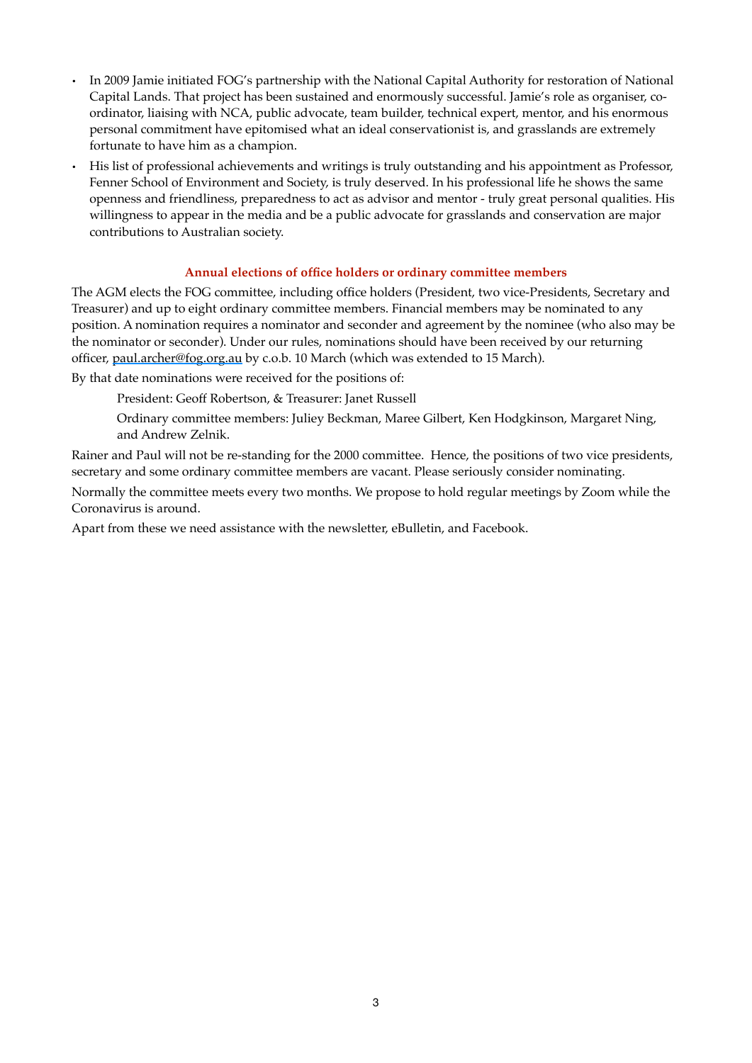- In 2009 Jamie initiated FOG's partnership with the National Capital Authority for restoration of National Capital Lands. That project has been sustained and enormously successful. Jamie's role as organiser, co-ordinator, liaising with NCA, public advocate, team builder, technical expert, mentor, and his enormous personal commitment have epitomised what an ideal conservationist is, and grasslands are extremely fortunate to have him as a champion.
- His list of professional achievements and writings is truly outstanding and his appointment as Professor, Fenner School of Environment and Society, is truly deserved. In his professional life he shows the same openness and friendliness, preparedness to act as advisor and mentor - truly great personal qualities. His willingness to appear in the media and be a public advocate for grasslands and conservation are major contributions to Australian society.

### Annual elections of office holders or ordinary committee members

The AGM elects the FOG committee, including office holders (President, two vice-Presidents, Secretary and Treasurer) and up to eight ordinary committee members. Financial members may be nominated to any position. A nomination requires a nominator and seconder and agreement by the nominee (who also may be the nominator or seconder). Under our rules, nominations should have been received by our returning officer, paul.archer@fog.org.au by c.o.b. 10 March (which was extended to 15 March).

By that date nominations were received for the positions of:

President: Geoff Robertson, & Treasurer: Janet Russell

Ordinary committee members: Juliey Beckman, Maree Gilbert, Ken Hodgkinson, Margaret Ning, and Andrew Zelnik.

Rainer and Paul will not be re-standing for the 2000 committee. Hence, the positions of two vice presidents, secretary and some ordinary committee members are vacant. Please seriously consider nominating.

Normally the committee meets every two months. We propose to hold regular meetings by Zoom while the Coronavirus is around.

Apart from these we need assistance with the newsletter, eBulletin, and Facebook.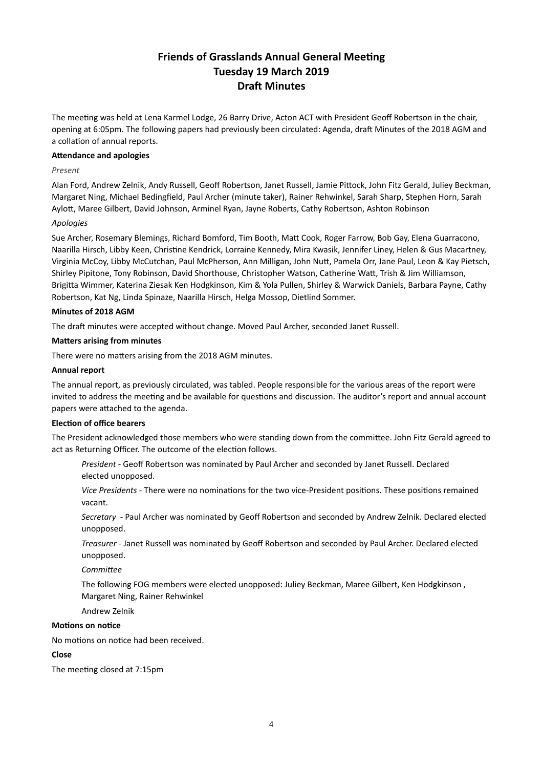# Friends of Grasslands Annual General Meeting
## Tuesday 19 March 2019
## Draft Minutes

The meeting was held at Lena Karmel Lodge, 26 Barry Drive, Acton ACT with President Geoff Robertson in the chair, opening at 6:05pm. The following papers had previously been circulated: Agenda, draft Minutes of the 2018 AGM and a collation of annual reports.

**Attendance and apologies**

*Present*

Alan Ford, Andrew Zelnik, Andy Russell, Geoff Robertson, Janet Russell, Jamie Pittock, John Fitz Gerald, Juliey Beckman, Margaret Ning, Michael Bedingfield, Paul Archer (minute taker), Rainer Rehwinkel, Sarah Sharp, Stephen Horn, Sarah Aylott, Maree Gilbert, David Johnson, Arminel Ryan, Jayne Roberts, Cathy Robertson, Ashton Robinson

*Apologies*

Sue Archer, Rosemary Blemings, Richard Bomford, Tim Booth, Matt Cook, Roger Farrow, Bob Gay, Elena Guarracono, Naarilla Hirsch, Libby Keen, Christine Kendrick, Lorraine Kennedy, Mira Kwasik, Jennifer Liney, Helen & Gus Macartney, Virginia McCoy, Libby McCutchan, Paul McPherson, Ann Milligan, John Nutt, Pamela Orr, Jane Paul, Leon & Kay Pietsch, Shirley Pipitone, Tony Robinson, David Shorthouse, Christopher Watson, Catherine Watt, Trish & Jim Williamson, Brigitta Wimmer, Katerina Ziesak Ken Hodgkinson, Kim & Yola Pullen, Shirley & Warwick Daniels, Barbara Payne, Cathy Robertson, Kat Ng, Linda Spinaze, Naarilla Hirsch, Helga Mossop, Dietlind Sommer.

**Minutes of 2018 AGM**

The draft minutes were accepted without change. Moved Paul Archer, seconded Janet Russell.

**Matters arising from minutes**

There were no matters arising from the 2018 AGM minutes.

**Annual report**

The annual report, as previously circulated, was tabled. People responsible for the various areas of the report were invited to address the meeting and be available for questions and discussion. The auditor's report and annual account papers were attached to the agenda.

**Election of office bearers**

The President acknowledged those members who were standing down from the committee. John Fitz Gerald agreed to act as Returning Officer. The outcome of the election follows.

*President* - Geoff Robertson was nominated by Paul Archer and seconded by Janet Russell. Declared elected unopposed.

*Vice Presidents* - There were no nominations for the two vice-President positions. These positions remained vacant.

*Secretary* - Paul Archer was nominated by Geoff Robertson and seconded by Andrew Zelnik. Declared elected unopposed.

*Treasurer* - Janet Russell was nominated by Geoff Robertson and seconded by Paul Archer. Declared elected unopposed.

*Committee*

The following FOG members were elected unopposed: Juliey Beckman, Maree Gilbert, Ken Hodgkinson , Margaret Ning, Rainer Rehwinkel

Andrew Zelnik

**Motions on notice**

No motions on notice had been received.

**Close**

The meeting closed at 7:15pm